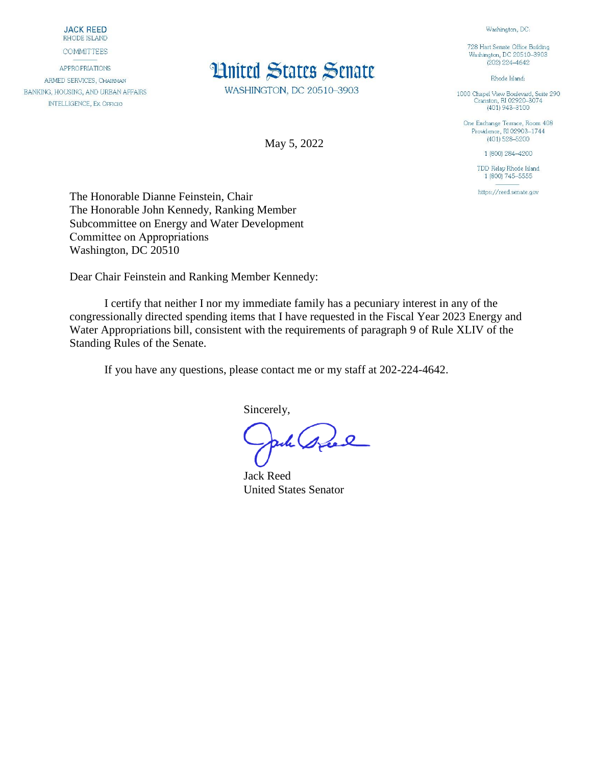**JACK REED**
RHODE ISLAND

COMMITTEES

APPROPRIATIONS
ARMED SERVICES, CHAIRMAN
BANKING, HOUSING, AND URBAN AFFAIRS
INTELLIGENCE, EX OFFICIO

# United States Senate

WASHINGTON, DC 20510–3903

Washington, DC:

728 Hart Senate Office Building
Washington, DC 20510–3903
(202) 224–4642

Rhode Island:

1000 Chapel View Boulevard, Suite 290
Cranston, RI 02920–3074
(401) 943–3100

One Exchange Terrace, Room 408
Providence, RI 02903–1744
(401) 528–5200

1 (800) 284–4200

TDD Relay Rhode Island
1 (800) 745–5555

https://reed.senate.gov

May 5, 2022

The Honorable Dianne Feinstein, Chair
The Honorable John Kennedy, Ranking Member
Subcommittee on Energy and Water Development
Committee on Appropriations
Washington, DC 20510

Dear Chair Feinstein and Ranking Member Kennedy:

I certify that neither I nor my immediate family has a pecuniary interest in any of the congressionally directed spending items that I have requested in the Fiscal Year 2023 Energy and Water Appropriations bill, consistent with the requirements of paragraph 9 of Rule XLIV of the Standing Rules of the Senate.

If you have any questions, please contact me or my staff at 202-224-4642.

Sincerely,

Jack Reed
United States Senator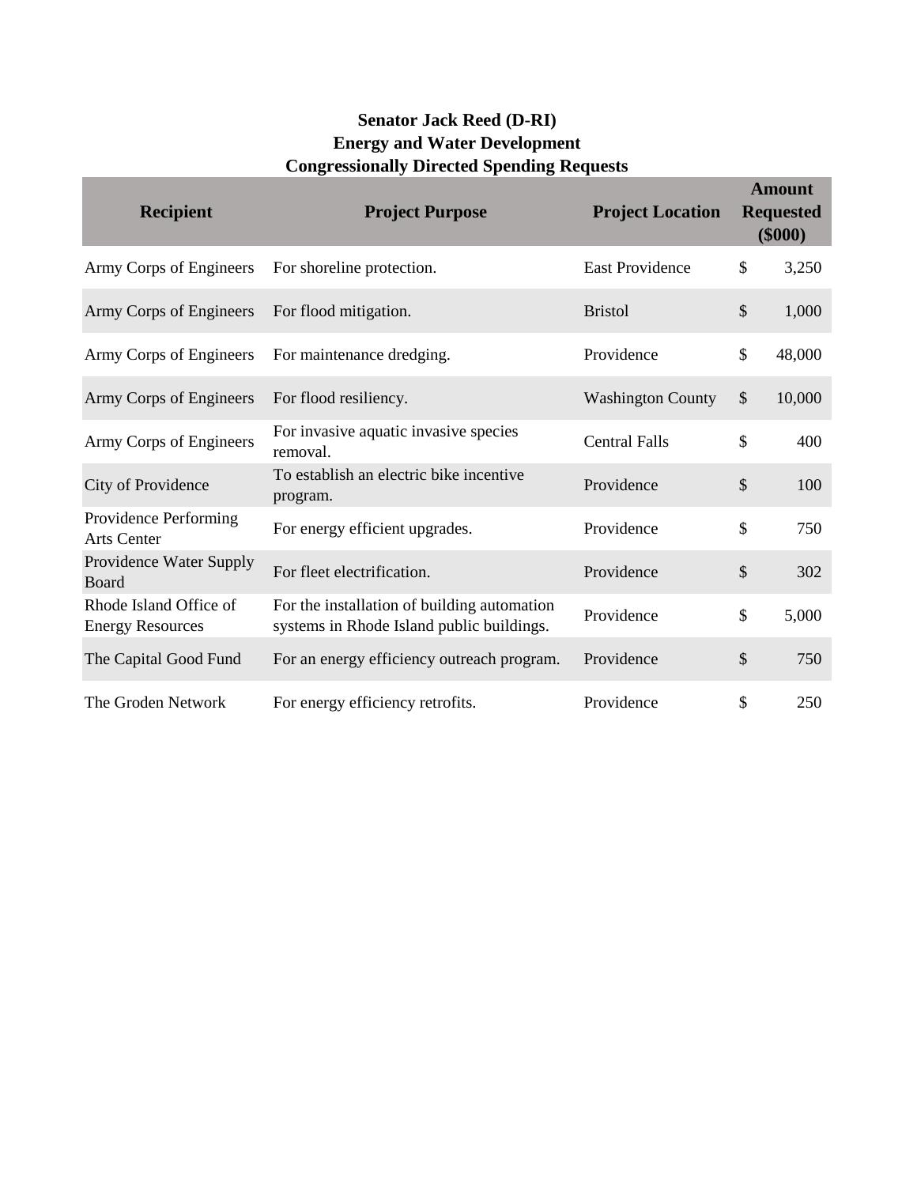**Senator Jack Reed (D-RI)**
**Energy and Water Development**
**Congressionally Directed Spending Requests**

| Recipient | Project Purpose | Project Location | Amount Requested ($000) |
|---|---|---|---|
| Army Corps of Engineers | For shoreline protection. | East Providence | $ 3,250 |
| Army Corps of Engineers | For flood mitigation. | Bristol | $ 1,000 |
| Army Corps of Engineers | For maintenance dredging. | Providence | $ 48,000 |
| Army Corps of Engineers | For flood resiliency. | Washington County | $ 10,000 |
| Army Corps of Engineers | For invasive aquatic invasive species removal. | Central Falls | $ 400 |
| City of Providence | To establish an electric bike incentive program. | Providence | $ 100 |
| Providence Performing Arts Center | For energy efficient upgrades. | Providence | $ 750 |
| Providence Water Supply Board | For fleet electrification. | Providence | $ 302 |
| Rhode Island Office of Energy Resources | For the installation of building automation systems in Rhode Island public buildings. | Providence | $ 5,000 |
| The Capital Good Fund | For an energy efficiency outreach program. | Providence | $ 750 |
| The Groden Network | For energy efficiency retrofits. | Providence | $ 250 |